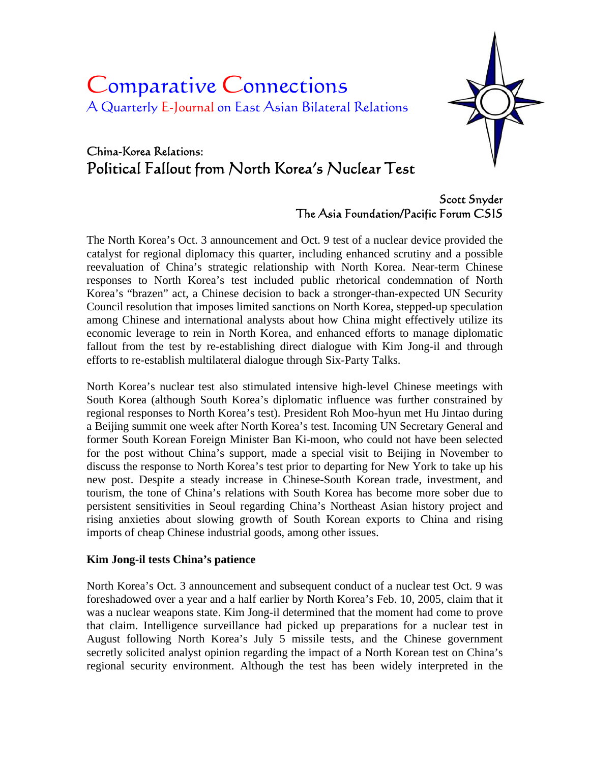# Comparative Connections

A Quarterly E-Journal on East Asian Bilateral Relations

## China-Korea Relations:
## Political Fallout from North Korea's Nuclear Test

Scott Snyder
The Asia Foundation/Pacific Forum CSIS

The North Korea's Oct. 3 announcement and Oct. 9 test of a nuclear device provided the catalyst for regional diplomacy this quarter, including enhanced scrutiny and a possible reevaluation of China's strategic relationship with North Korea. Near-term Chinese responses to North Korea's test included public rhetorical condemnation of North Korea's "brazen" act, a Chinese decision to back a stronger-than-expected UN Security Council resolution that imposes limited sanctions on North Korea, stepped-up speculation among Chinese and international analysts about how China might effectively utilize its economic leverage to rein in North Korea, and enhanced efforts to manage diplomatic fallout from the test by re-establishing direct dialogue with Kim Jong-il and through efforts to re-establish multilateral dialogue through Six-Party Talks.

North Korea's nuclear test also stimulated intensive high-level Chinese meetings with South Korea (although South Korea's diplomatic influence was further constrained by regional responses to North Korea's test). President Roh Moo-hyun met Hu Jintao during a Beijing summit one week after North Korea's test. Incoming UN Secretary General and former South Korean Foreign Minister Ban Ki-moon, who could not have been selected for the post without China's support, made a special visit to Beijing in November to discuss the response to North Korea's test prior to departing for New York to take up his new post. Despite a steady increase in Chinese-South Korean trade, investment, and tourism, the tone of China's relations with South Korea has become more sober due to persistent sensitivities in Seoul regarding China's Northeast Asian history project and rising anxieties about slowing growth of South Korean exports to China and rising imports of cheap Chinese industrial goods, among other issues.

**Kim Jong-il tests China's patience**

North Korea's Oct. 3 announcement and subsequent conduct of a nuclear test Oct. 9 was foreshadowed over a year and a half earlier by North Korea's Feb. 10, 2005, claim that it was a nuclear weapons state. Kim Jong-il determined that the moment had come to prove that claim. Intelligence surveillance had picked up preparations for a nuclear test in August following North Korea's July 5 missile tests, and the Chinese government secretly solicited analyst opinion regarding the impact of a North Korean test on China's regional security environment. Although the test has been widely interpreted in the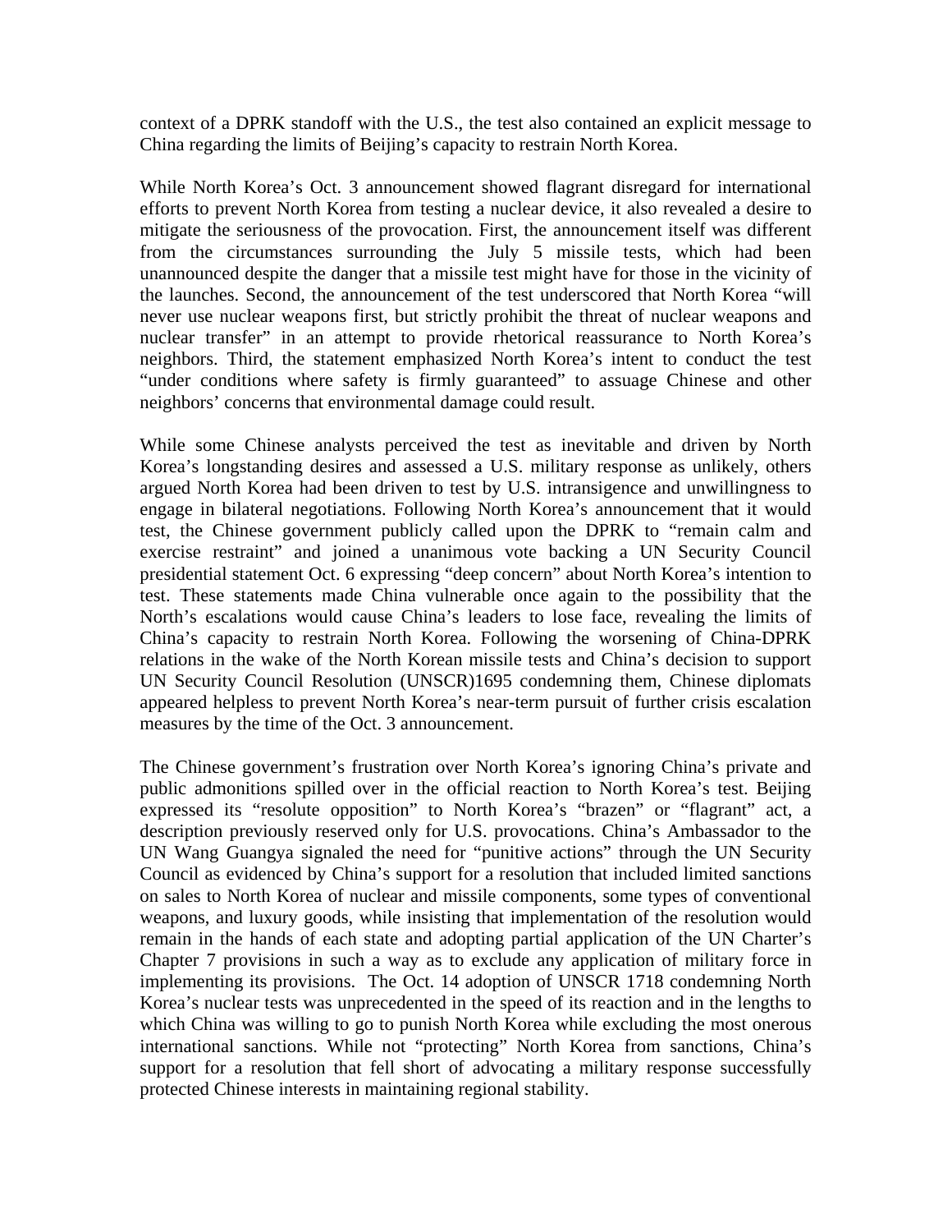context of a DPRK standoff with the U.S., the test also contained an explicit message to China regarding the limits of Beijing's capacity to restrain North Korea.

While North Korea's Oct. 3 announcement showed flagrant disregard for international efforts to prevent North Korea from testing a nuclear device, it also revealed a desire to mitigate the seriousness of the provocation. First, the announcement itself was different from the circumstances surrounding the July 5 missile tests, which had been unannounced despite the danger that a missile test might have for those in the vicinity of the launches. Second, the announcement of the test underscored that North Korea "will never use nuclear weapons first, but strictly prohibit the threat of nuclear weapons and nuclear transfer" in an attempt to provide rhetorical reassurance to North Korea's neighbors. Third, the statement emphasized North Korea's intent to conduct the test "under conditions where safety is firmly guaranteed" to assuage Chinese and other neighbors' concerns that environmental damage could result.

While some Chinese analysts perceived the test as inevitable and driven by North Korea's longstanding desires and assessed a U.S. military response as unlikely, others argued North Korea had been driven to test by U.S. intransigence and unwillingness to engage in bilateral negotiations. Following North Korea's announcement that it would test, the Chinese government publicly called upon the DPRK to "remain calm and exercise restraint" and joined a unanimous vote backing a UN Security Council presidential statement Oct. 6 expressing "deep concern" about North Korea's intention to test. These statements made China vulnerable once again to the possibility that the North's escalations would cause China's leaders to lose face, revealing the limits of China's capacity to restrain North Korea. Following the worsening of China-DPRK relations in the wake of the North Korean missile tests and China's decision to support UN Security Council Resolution (UNSCR)1695 condemning them, Chinese diplomats appeared helpless to prevent North Korea's near-term pursuit of further crisis escalation measures by the time of the Oct. 3 announcement.

The Chinese government's frustration over North Korea's ignoring China's private and public admonitions spilled over in the official reaction to North Korea's test. Beijing expressed its "resolute opposition" to North Korea's "brazen" or "flagrant" act, a description previously reserved only for U.S. provocations. China's Ambassador to the UN Wang Guangya signaled the need for "punitive actions" through the UN Security Council as evidenced by China's support for a resolution that included limited sanctions on sales to North Korea of nuclear and missile components, some types of conventional weapons, and luxury goods, while insisting that implementation of the resolution would remain in the hands of each state and adopting partial application of the UN Charter's Chapter 7 provisions in such a way as to exclude any application of military force in implementing its provisions. The Oct. 14 adoption of UNSCR 1718 condemning North Korea's nuclear tests was unprecedented in the speed of its reaction and in the lengths to which China was willing to go to punish North Korea while excluding the most onerous international sanctions. While not "protecting" North Korea from sanctions, China's support for a resolution that fell short of advocating a military response successfully protected Chinese interests in maintaining regional stability.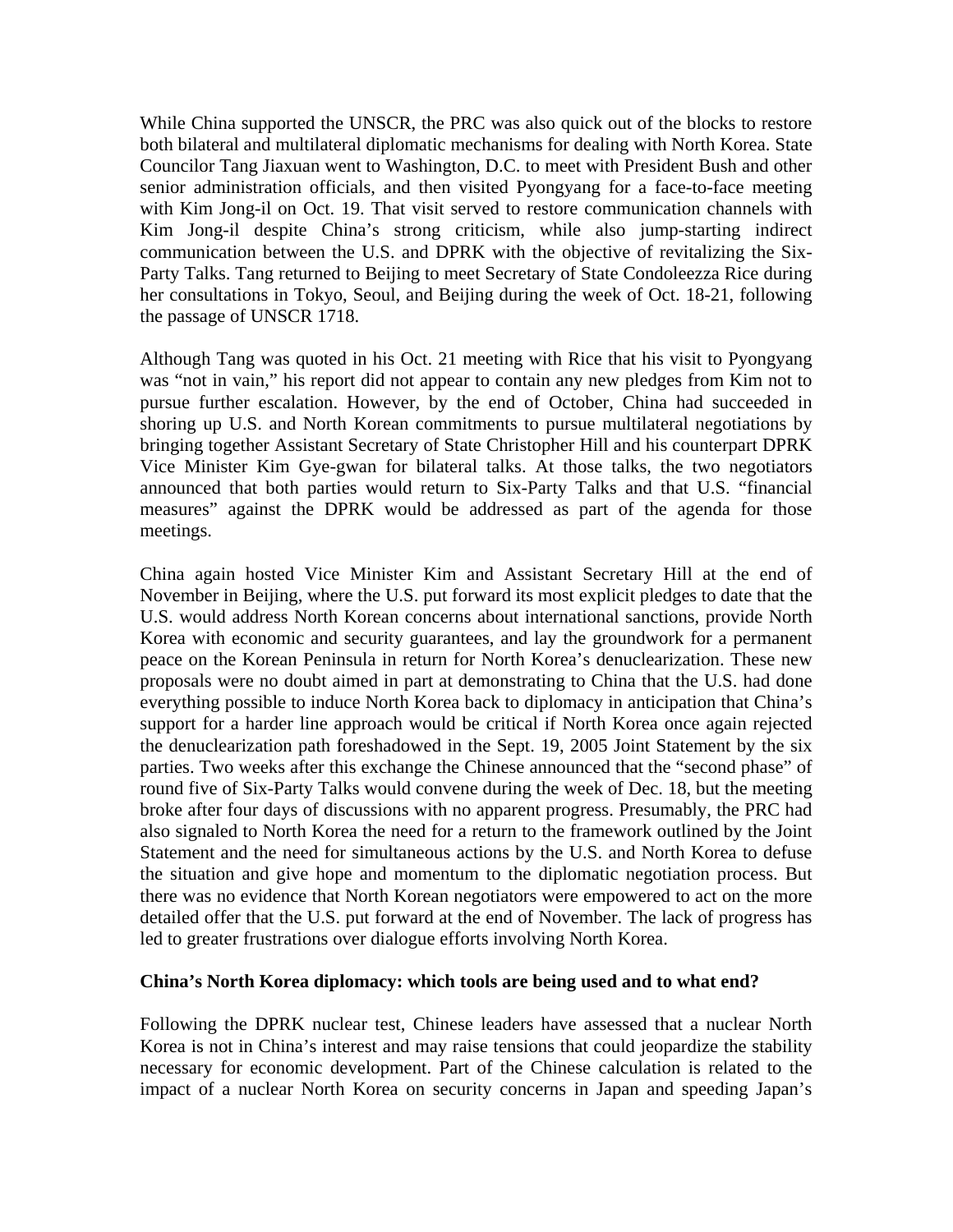While China supported the UNSCR, the PRC was also quick out of the blocks to restore both bilateral and multilateral diplomatic mechanisms for dealing with North Korea. State Councilor Tang Jiaxuan went to Washington, D.C. to meet with President Bush and other senior administration officials, and then visited Pyongyang for a face-to-face meeting with Kim Jong-il on Oct. 19. That visit served to restore communication channels with Kim Jong-il despite China's strong criticism, while also jump-starting indirect communication between the U.S. and DPRK with the objective of revitalizing the Six-Party Talks. Tang returned to Beijing to meet Secretary of State Condoleezza Rice during her consultations in Tokyo, Seoul, and Beijing during the week of Oct. 18-21, following the passage of UNSCR 1718.

Although Tang was quoted in his Oct. 21 meeting with Rice that his visit to Pyongyang was "not in vain," his report did not appear to contain any new pledges from Kim not to pursue further escalation. However, by the end of October, China had succeeded in shoring up U.S. and North Korean commitments to pursue multilateral negotiations by bringing together Assistant Secretary of State Christopher Hill and his counterpart DPRK Vice Minister Kim Gye-gwan for bilateral talks. At those talks, the two negotiators announced that both parties would return to Six-Party Talks and that U.S. "financial measures" against the DPRK would be addressed as part of the agenda for those meetings.

China again hosted Vice Minister Kim and Assistant Secretary Hill at the end of November in Beijing, where the U.S. put forward its most explicit pledges to date that the U.S. would address North Korean concerns about international sanctions, provide North Korea with economic and security guarantees, and lay the groundwork for a permanent peace on the Korean Peninsula in return for North Korea's denuclearization. These new proposals were no doubt aimed in part at demonstrating to China that the U.S. had done everything possible to induce North Korea back to diplomacy in anticipation that China's support for a harder line approach would be critical if North Korea once again rejected the denuclearization path foreshadowed in the Sept. 19, 2005 Joint Statement by the six parties. Two weeks after this exchange the Chinese announced that the "second phase" of round five of Six-Party Talks would convene during the week of Dec. 18, but the meeting broke after four days of discussions with no apparent progress. Presumably, the PRC had also signaled to North Korea the need for a return to the framework outlined by the Joint Statement and the need for simultaneous actions by the U.S. and North Korea to defuse the situation and give hope and momentum to the diplomatic negotiation process. But there was no evidence that North Korean negotiators were empowered to act on the more detailed offer that the U.S. put forward at the end of November. The lack of progress has led to greater frustrations over dialogue efforts involving North Korea.

**China's North Korea diplomacy: which tools are being used and to what end?**

Following the DPRK nuclear test, Chinese leaders have assessed that a nuclear North Korea is not in China's interest and may raise tensions that could jeopardize the stability necessary for economic development. Part of the Chinese calculation is related to the impact of a nuclear North Korea on security concerns in Japan and speeding Japan's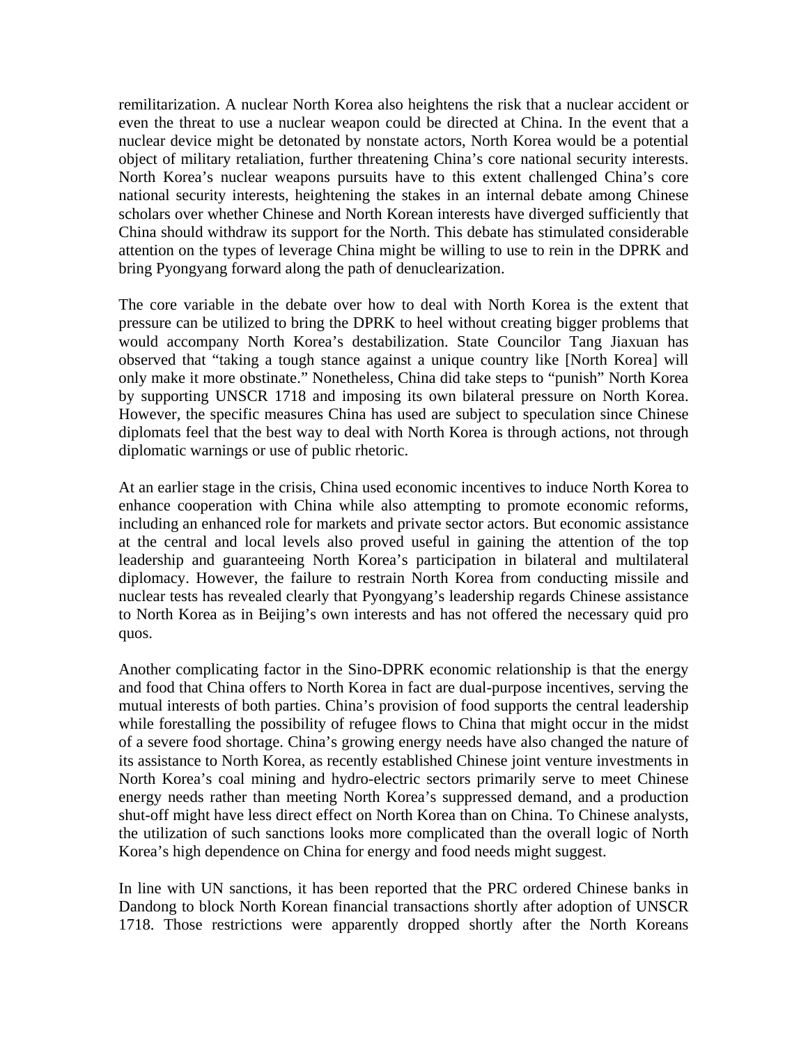remilitarization. A nuclear North Korea also heightens the risk that a nuclear accident or even the threat to use a nuclear weapon could be directed at China. In the event that a nuclear device might be detonated by nonstate actors, North Korea would be a potential object of military retaliation, further threatening China's core national security interests. North Korea's nuclear weapons pursuits have to this extent challenged China's core national security interests, heightening the stakes in an internal debate among Chinese scholars over whether Chinese and North Korean interests have diverged sufficiently that China should withdraw its support for the North. This debate has stimulated considerable attention on the types of leverage China might be willing to use to rein in the DPRK and bring Pyongyang forward along the path of denuclearization.

The core variable in the debate over how to deal with North Korea is the extent that pressure can be utilized to bring the DPRK to heel without creating bigger problems that would accompany North Korea's destabilization. State Councilor Tang Jiaxuan has observed that "taking a tough stance against a unique country like [North Korea] will only make it more obstinate." Nonetheless, China did take steps to "punish" North Korea by supporting UNSCR 1718 and imposing its own bilateral pressure on North Korea. However, the specific measures China has used are subject to speculation since Chinese diplomats feel that the best way to deal with North Korea is through actions, not through diplomatic warnings or use of public rhetoric.

At an earlier stage in the crisis, China used economic incentives to induce North Korea to enhance cooperation with China while also attempting to promote economic reforms, including an enhanced role for markets and private sector actors. But economic assistance at the central and local levels also proved useful in gaining the attention of the top leadership and guaranteeing North Korea's participation in bilateral and multilateral diplomacy. However, the failure to restrain North Korea from conducting missile and nuclear tests has revealed clearly that Pyongyang's leadership regards Chinese assistance to North Korea as in Beijing's own interests and has not offered the necessary quid pro quos.

Another complicating factor in the Sino-DPRK economic relationship is that the energy and food that China offers to North Korea in fact are dual-purpose incentives, serving the mutual interests of both parties. China's provision of food supports the central leadership while forestalling the possibility of refugee flows to China that might occur in the midst of a severe food shortage. China's growing energy needs have also changed the nature of its assistance to North Korea, as recently established Chinese joint venture investments in North Korea's coal mining and hydro-electric sectors primarily serve to meet Chinese energy needs rather than meeting North Korea's suppressed demand, and a production shut-off might have less direct effect on North Korea than on China. To Chinese analysts, the utilization of such sanctions looks more complicated than the overall logic of North Korea's high dependence on China for energy and food needs might suggest.

In line with UN sanctions, it has been reported that the PRC ordered Chinese banks in Dandong to block North Korean financial transactions shortly after adoption of UNSCR 1718. Those restrictions were apparently dropped shortly after the North Koreans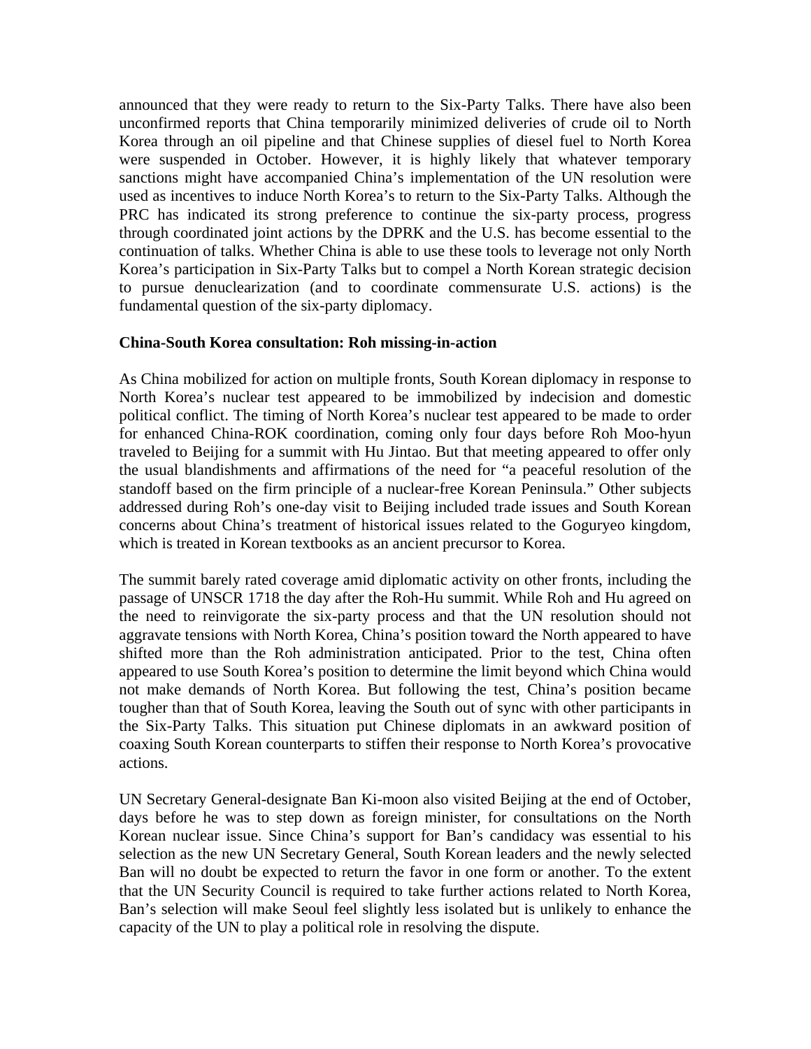announced that they were ready to return to the Six-Party Talks. There have also been unconfirmed reports that China temporarily minimized deliveries of crude oil to North Korea through an oil pipeline and that Chinese supplies of diesel fuel to North Korea were suspended in October. However, it is highly likely that whatever temporary sanctions might have accompanied China's implementation of the UN resolution were used as incentives to induce North Korea's to return to the Six-Party Talks. Although the PRC has indicated its strong preference to continue the six-party process, progress through coordinated joint actions by the DPRK and the U.S. has become essential to the continuation of talks. Whether China is able to use these tools to leverage not only North Korea's participation in Six-Party Talks but to compel a North Korean strategic decision to pursue denuclearization (and to coordinate commensurate U.S. actions) is the fundamental question of the six-party diplomacy.

**China-South Korea consultation: Roh missing-in-action**

As China mobilized for action on multiple fronts, South Korean diplomacy in response to North Korea's nuclear test appeared to be immobilized by indecision and domestic political conflict. The timing of North Korea's nuclear test appeared to be made to order for enhanced China-ROK coordination, coming only four days before Roh Moo-hyun traveled to Beijing for a summit with Hu Jintao. But that meeting appeared to offer only the usual blandishments and affirmations of the need for "a peaceful resolution of the standoff based on the firm principle of a nuclear-free Korean Peninsula." Other subjects addressed during Roh's one-day visit to Beijing included trade issues and South Korean concerns about China's treatment of historical issues related to the Goguryeo kingdom, which is treated in Korean textbooks as an ancient precursor to Korea.

The summit barely rated coverage amid diplomatic activity on other fronts, including the passage of UNSCR 1718 the day after the Roh-Hu summit. While Roh and Hu agreed on the need to reinvigorate the six-party process and that the UN resolution should not aggravate tensions with North Korea, China's position toward the North appeared to have shifted more than the Roh administration anticipated. Prior to the test, China often appeared to use South Korea's position to determine the limit beyond which China would not make demands of North Korea. But following the test, China's position became tougher than that of South Korea, leaving the South out of sync with other participants in the Six-Party Talks. This situation put Chinese diplomats in an awkward position of coaxing South Korean counterparts to stiffen their response to North Korea's provocative actions.

UN Secretary General-designate Ban Ki-moon also visited Beijing at the end of October, days before he was to step down as foreign minister, for consultations on the North Korean nuclear issue. Since China's support for Ban's candidacy was essential to his selection as the new UN Secretary General, South Korean leaders and the newly selected Ban will no doubt be expected to return the favor in one form or another. To the extent that the UN Security Council is required to take further actions related to North Korea, Ban's selection will make Seoul feel slightly less isolated but is unlikely to enhance the capacity of the UN to play a political role in resolving the dispute.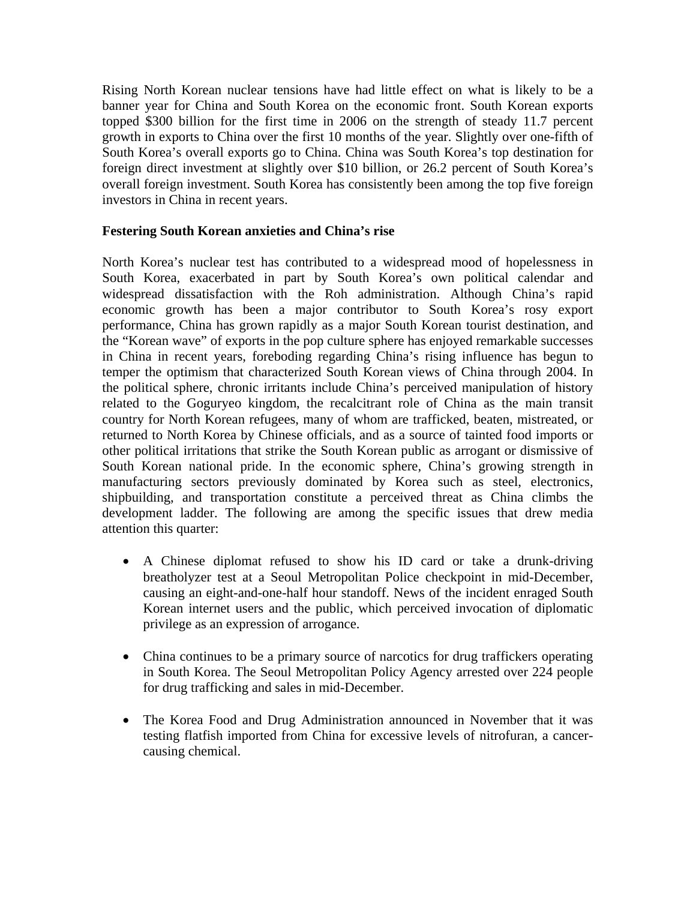Rising North Korean nuclear tensions have had little effect on what is likely to be a banner year for China and South Korea on the economic front. South Korean exports topped $300 billion for the first time in 2006 on the strength of steady 11.7 percent growth in exports to China over the first 10 months of the year. Slightly over one-fifth of South Korea's overall exports go to China. China was South Korea's top destination for foreign direct investment at slightly over $10 billion, or 26.2 percent of South Korea's overall foreign investment. South Korea has consistently been among the top five foreign investors in China in recent years.

**Festering South Korean anxieties and China's rise**

North Korea's nuclear test has contributed to a widespread mood of hopelessness in South Korea, exacerbated in part by South Korea's own political calendar and widespread dissatisfaction with the Roh administration. Although China's rapid economic growth has been a major contributor to South Korea's rosy export performance, China has grown rapidly as a major South Korean tourist destination, and the "Korean wave" of exports in the pop culture sphere has enjoyed remarkable successes in China in recent years, foreboding regarding China's rising influence has begun to temper the optimism that characterized South Korean views of China through 2004. In the political sphere, chronic irritants include China's perceived manipulation of history related to the Goguryeo kingdom, the recalcitrant role of China as the main transit country for North Korean refugees, many of whom are trafficked, beaten, mistreated, or returned to North Korea by Chinese officials, and as a source of tainted food imports or other political irritations that strike the South Korean public as arrogant or dismissive of South Korean national pride. In the economic sphere, China's growing strength in manufacturing sectors previously dominated by Korea such as steel, electronics, shipbuilding, and transportation constitute a perceived threat as China climbs the development ladder. The following are among the specific issues that drew media attention this quarter:

- A Chinese diplomat refused to show his ID card or take a drunk-driving breatholyzer test at a Seoul Metropolitan Police checkpoint in mid-December, causing an eight-and-one-half hour standoff. News of the incident enraged South Korean internet users and the public, which perceived invocation of diplomatic privilege as an expression of arrogance.

- China continues to be a primary source of narcotics for drug traffickers operating in South Korea. The Seoul Metropolitan Policy Agency arrested over 224 people for drug trafficking and sales in mid-December.

- The Korea Food and Drug Administration announced in November that it was testing flatfish imported from China for excessive levels of nitrofuran, a cancer-causing chemical.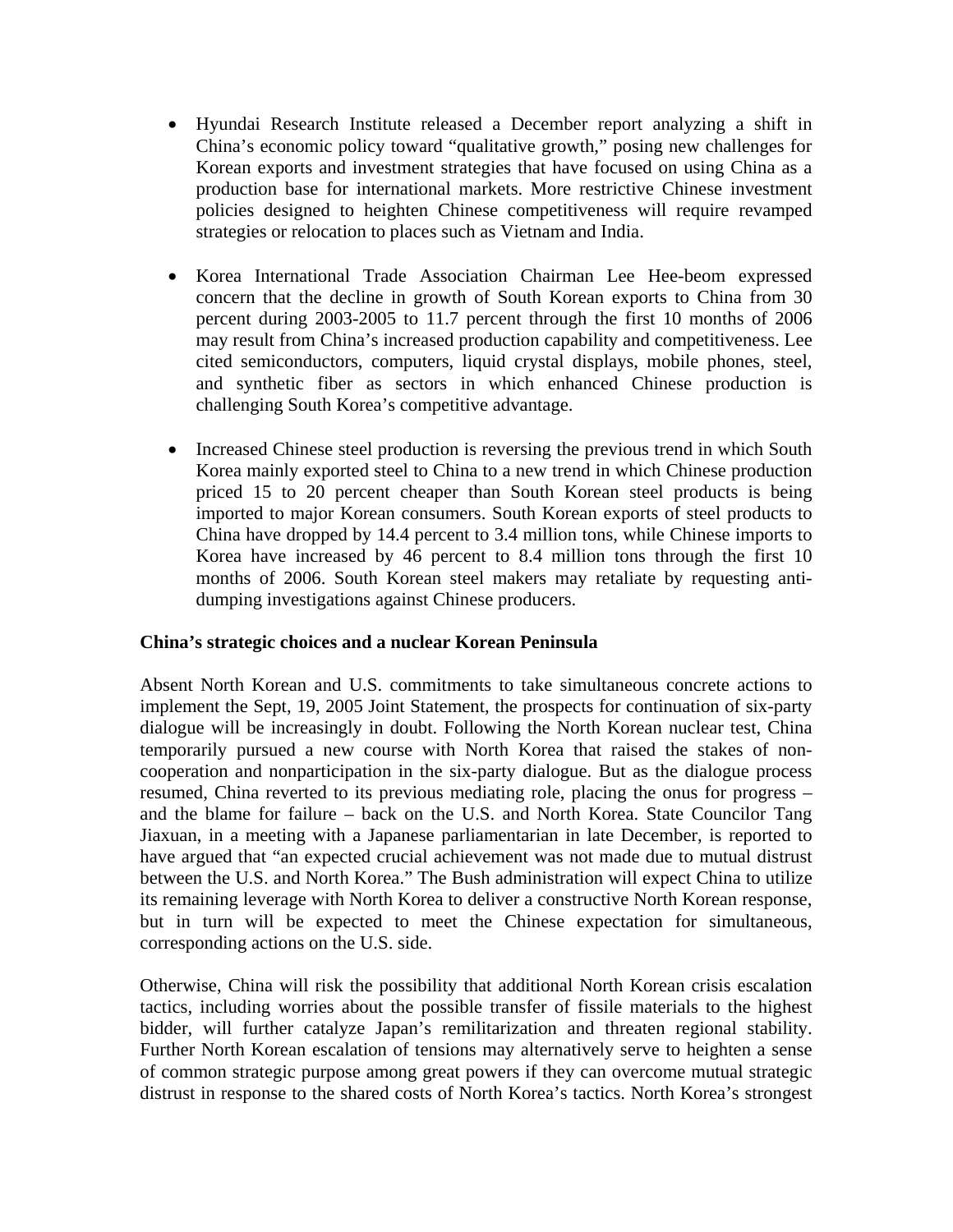- Hyundai Research Institute released a December report analyzing a shift in China's economic policy toward "qualitative growth," posing new challenges for Korean exports and investment strategies that have focused on using China as a production base for international markets. More restrictive Chinese investment policies designed to heighten Chinese competitiveness will require revamped strategies or relocation to places such as Vietnam and India.

- Korea International Trade Association Chairman Lee Hee-beom expressed concern that the decline in growth of South Korean exports to China from 30 percent during 2003-2005 to 11.7 percent through the first 10 months of 2006 may result from China's increased production capability and competitiveness. Lee cited semiconductors, computers, liquid crystal displays, mobile phones, steel, and synthetic fiber as sectors in which enhanced Chinese production is challenging South Korea's competitive advantage.

- Increased Chinese steel production is reversing the previous trend in which South Korea mainly exported steel to China to a new trend in which Chinese production priced 15 to 20 percent cheaper than South Korean steel products is being imported to major Korean consumers. South Korean exports of steel products to China have dropped by 14.4 percent to 3.4 million tons, while Chinese imports to Korea have increased by 46 percent to 8.4 million tons through the first 10 months of 2006. South Korean steel makers may retaliate by requesting anti-dumping investigations against Chinese producers.

**China's strategic choices and a nuclear Korean Peninsula**

Absent North Korean and U.S. commitments to take simultaneous concrete actions to implement the Sept, 19, 2005 Joint Statement, the prospects for continuation of six-party dialogue will be increasingly in doubt. Following the North Korean nuclear test, China temporarily pursued a new course with North Korea that raised the stakes of non-cooperation and nonparticipation in the six-party dialogue. But as the dialogue process resumed, China reverted to its previous mediating role, placing the onus for progress – and the blame for failure – back on the U.S. and North Korea. State Councilor Tang Jiaxuan, in a meeting with a Japanese parliamentarian in late December, is reported to have argued that "an expected crucial achievement was not made due to mutual distrust between the U.S. and North Korea." The Bush administration will expect China to utilize its remaining leverage with North Korea to deliver a constructive North Korean response, but in turn will be expected to meet the Chinese expectation for simultaneous, corresponding actions on the U.S. side.

Otherwise, China will risk the possibility that additional North Korean crisis escalation tactics, including worries about the possible transfer of fissile materials to the highest bidder, will further catalyze Japan's remilitarization and threaten regional stability. Further North Korean escalation of tensions may alternatively serve to heighten a sense of common strategic purpose among great powers if they can overcome mutual strategic distrust in response to the shared costs of North Korea's tactics. North Korea's strongest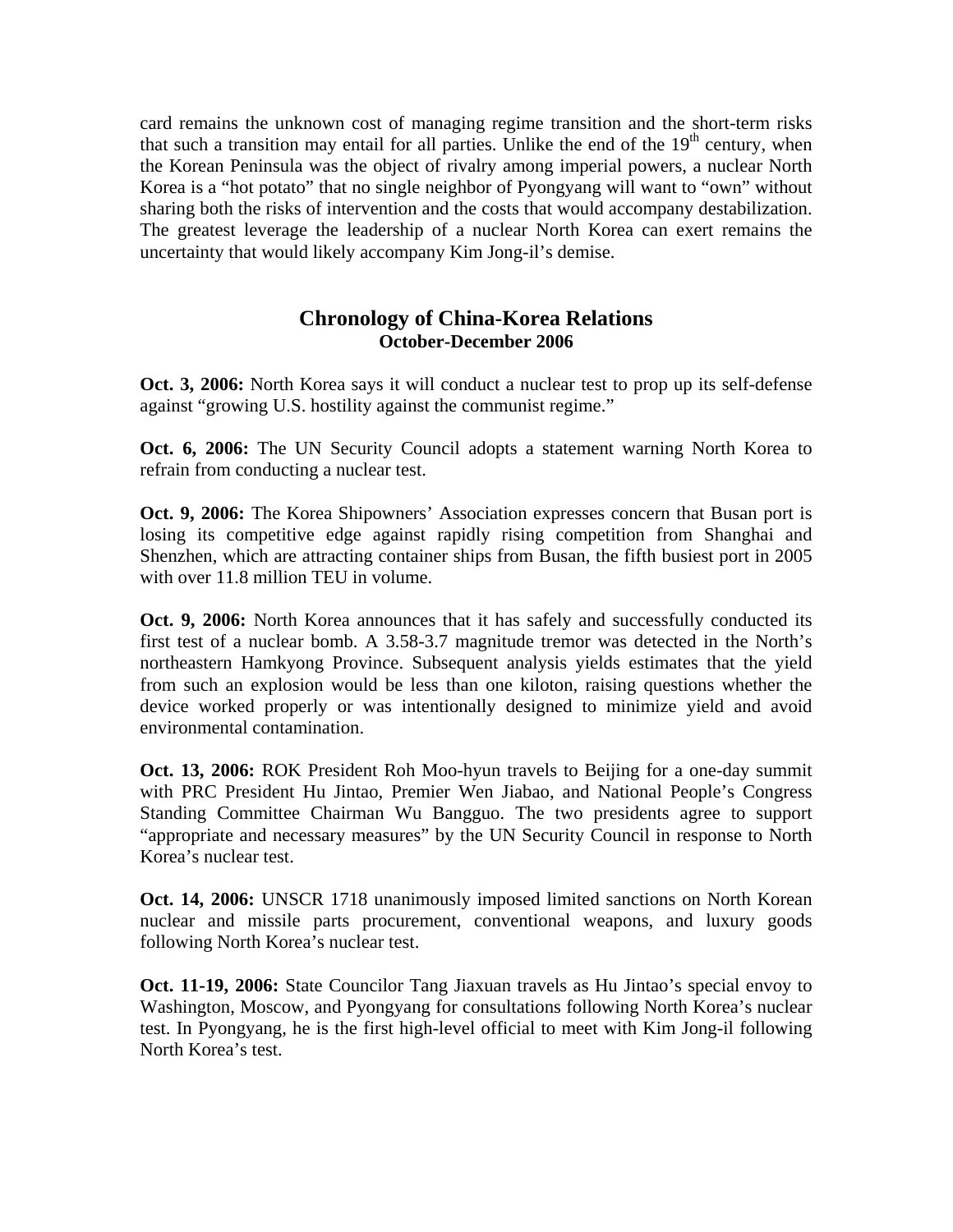card remains the unknown cost of managing regime transition and the short-term risks that such a transition may entail for all parties. Unlike the end of the 19th century, when the Korean Peninsula was the object of rivalry among imperial powers, a nuclear North Korea is a "hot potato" that no single neighbor of Pyongyang will want to "own" without sharing both the risks of intervention and the costs that would accompany destabilization. The greatest leverage the leadership of a nuclear North Korea can exert remains the uncertainty that would likely accompany Kim Jong-il's demise.

## Chronology of China-Korea Relations
### October-December 2006

**Oct. 3, 2006:** North Korea says it will conduct a nuclear test to prop up its self-defense against "growing U.S. hostility against the communist regime."

**Oct. 6, 2006:** The UN Security Council adopts a statement warning North Korea to refrain from conducting a nuclear test.

**Oct. 9, 2006:** The Korea Shipowners' Association expresses concern that Busan port is losing its competitive edge against rapidly rising competition from Shanghai and Shenzhen, which are attracting container ships from Busan, the fifth busiest port in 2005 with over 11.8 million TEU in volume.

**Oct. 9, 2006:** North Korea announces that it has safely and successfully conducted its first test of a nuclear bomb. A 3.58-3.7 magnitude tremor was detected in the North's northeastern Hamkyong Province. Subsequent analysis yields estimates that the yield from such an explosion would be less than one kiloton, raising questions whether the device worked properly or was intentionally designed to minimize yield and avoid environmental contamination.

**Oct. 13, 2006:** ROK President Roh Moo-hyun travels to Beijing for a one-day summit with PRC President Hu Jintao, Premier Wen Jiabao, and National People's Congress Standing Committee Chairman Wu Bangguo. The two presidents agree to support "appropriate and necessary measures" by the UN Security Council in response to North Korea's nuclear test.

**Oct. 14, 2006:** UNSCR 1718 unanimously imposed limited sanctions on North Korean nuclear and missile parts procurement, conventional weapons, and luxury goods following North Korea's nuclear test.

**Oct. 11-19, 2006:** State Councilor Tang Jiaxuan travels as Hu Jintao's special envoy to Washington, Moscow, and Pyongyang for consultations following North Korea's nuclear test. In Pyongyang, he is the first high-level official to meet with Kim Jong-il following North Korea's test.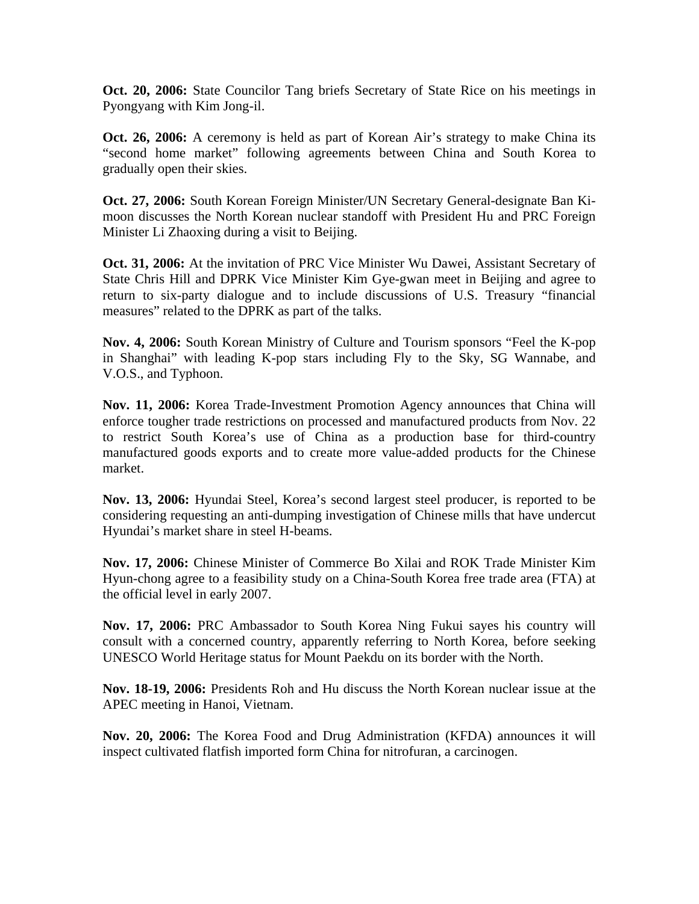**Oct. 20, 2006:** State Councilor Tang briefs Secretary of State Rice on his meetings in Pyongyang with Kim Jong-il.

**Oct. 26, 2006:** A ceremony is held as part of Korean Air's strategy to make China its "second home market" following agreements between China and South Korea to gradually open their skies.

**Oct. 27, 2006:** South Korean Foreign Minister/UN Secretary General-designate Ban Ki-moon discusses the North Korean nuclear standoff with President Hu and PRC Foreign Minister Li Zhaoxing during a visit to Beijing.

**Oct. 31, 2006:** At the invitation of PRC Vice Minister Wu Dawei, Assistant Secretary of State Chris Hill and DPRK Vice Minister Kim Gye-gwan meet in Beijing and agree to return to six-party dialogue and to include discussions of U.S. Treasury "financial measures" related to the DPRK as part of the talks.

**Nov. 4, 2006:** South Korean Ministry of Culture and Tourism sponsors "Feel the K-pop in Shanghai" with leading K-pop stars including Fly to the Sky, SG Wannabe, and V.O.S., and Typhoon.

**Nov. 11, 2006:** Korea Trade-Investment Promotion Agency announces that China will enforce tougher trade restrictions on processed and manufactured products from Nov. 22 to restrict South Korea's use of China as a production base for third-country manufactured goods exports and to create more value-added products for the Chinese market.

**Nov. 13, 2006:** Hyundai Steel, Korea's second largest steel producer, is reported to be considering requesting an anti-dumping investigation of Chinese mills that have undercut Hyundai's market share in steel H-beams.

**Nov. 17, 2006:** Chinese Minister of Commerce Bo Xilai and ROK Trade Minister Kim Hyun-chong agree to a feasibility study on a China-South Korea free trade area (FTA) at the official level in early 2007.

**Nov. 17, 2006:** PRC Ambassador to South Korea Ning Fukui sayes his country will consult with a concerned country, apparently referring to North Korea, before seeking UNESCO World Heritage status for Mount Paekdu on its border with the North.

**Nov. 18-19, 2006:** Presidents Roh and Hu discuss the North Korean nuclear issue at the APEC meeting in Hanoi, Vietnam.

**Nov. 20, 2006:** The Korea Food and Drug Administration (KFDA) announces it will inspect cultivated flatfish imported form China for nitrofuran, a carcinogen.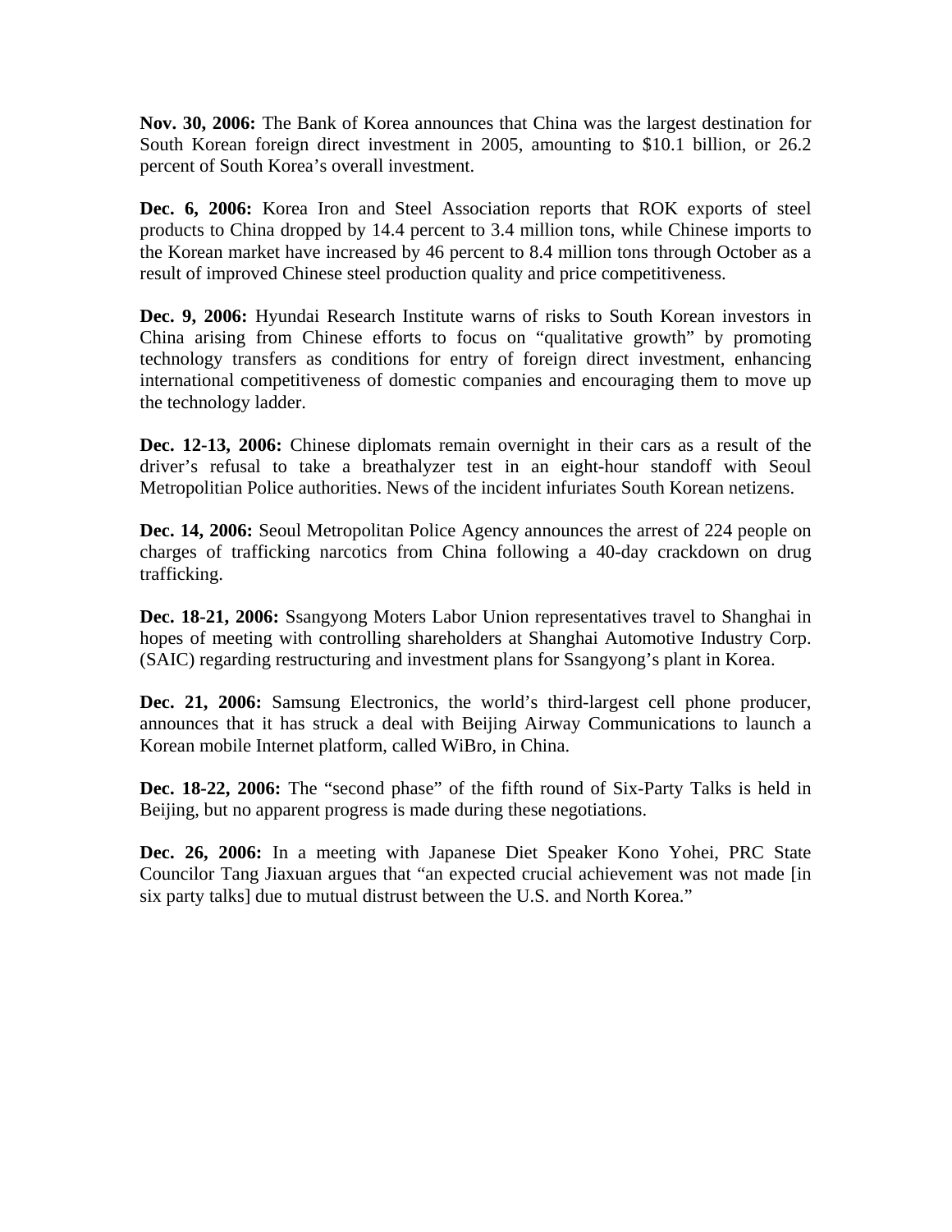**Nov. 30, 2006:** The Bank of Korea announces that China was the largest destination for South Korean foreign direct investment in 2005, amounting to $10.1 billion, or 26.2 percent of South Korea's overall investment.

**Dec. 6, 2006:** Korea Iron and Steel Association reports that ROK exports of steel products to China dropped by 14.4 percent to 3.4 million tons, while Chinese imports to the Korean market have increased by 46 percent to 8.4 million tons through October as a result of improved Chinese steel production quality and price competitiveness.

**Dec. 9, 2006:** Hyundai Research Institute warns of risks to South Korean investors in China arising from Chinese efforts to focus on "qualitative growth" by promoting technology transfers as conditions for entry of foreign direct investment, enhancing international competitiveness of domestic companies and encouraging them to move up the technology ladder.

**Dec. 12-13, 2006:** Chinese diplomats remain overnight in their cars as a result of the driver's refusal to take a breathalyzer test in an eight-hour standoff with Seoul Metropolitan Police authorities. News of the incident infuriates South Korean netizens.

**Dec. 14, 2006:** Seoul Metropolitan Police Agency announces the arrest of 224 people on charges of trafficking narcotics from China following a 40-day crackdown on drug trafficking.

**Dec. 18-21, 2006:** Ssangyong Moters Labor Union representatives travel to Shanghai in hopes of meeting with controlling shareholders at Shanghai Automotive Industry Corp. (SAIC) regarding restructuring and investment plans for Ssangyong's plant in Korea.

**Dec. 21, 2006:** Samsung Electronics, the world's third-largest cell phone producer, announces that it has struck a deal with Beijing Airway Communications to launch a Korean mobile Internet platform, called WiBro, in China.

**Dec. 18-22, 2006:** The "second phase" of the fifth round of Six-Party Talks is held in Beijing, but no apparent progress is made during these negotiations.

**Dec. 26, 2006:** In a meeting with Japanese Diet Speaker Kono Yohei, PRC State Councilor Tang Jiaxuan argues that "an expected crucial achievement was not made [in six party talks] due to mutual distrust between the U.S. and North Korea."